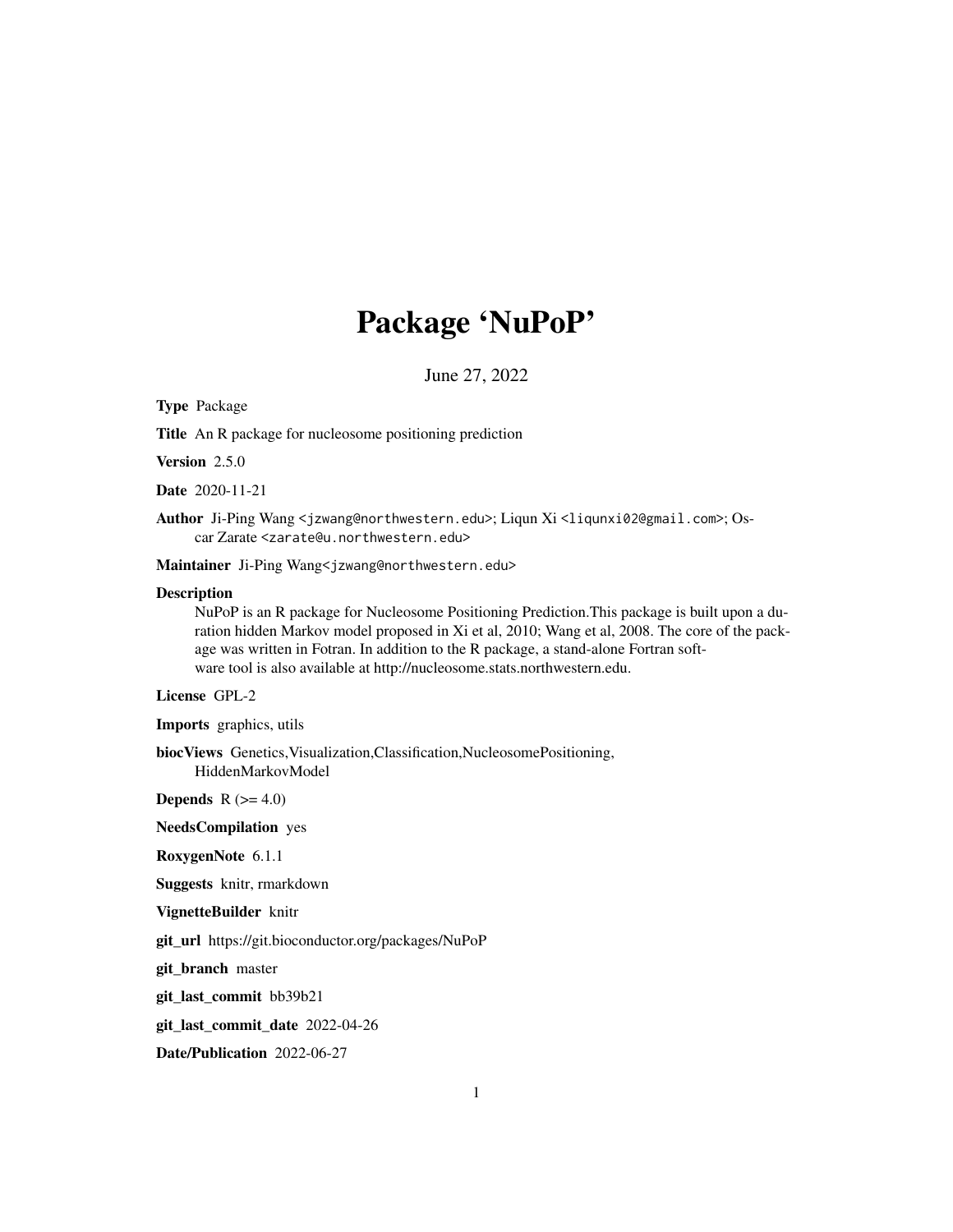# Package 'NuPoP'

June 27, 2022

**Type** Package

**Title** An R package for nucleosome positioning prediction

**Version** 2.5.0

**Date** 2020-11-21

**Author** Ji-Ping Wang <jzwang@northwestern.edu>; Liqun Xi <liqunxi02@gmail.com>; Oscar Zarate <zarate@u.northwestern.edu>

**Maintainer** Ji-Ping Wang<jzwang@northwestern.edu>

**Description**
NuPoP is an R package for Nucleosome Positioning Prediction.This package is built upon a duration hidden Markov model proposed in Xi et al, 2010; Wang et al, 2008. The core of the package was written in Fotran. In addition to the R package, a stand-alone Fortran software tool is also available at http://nucleosome.stats.northwestern.edu.

**License** GPL-2

**Imports** graphics, utils

**biocViews** Genetics,Visualization,Classification,NucleosomePositioning, HiddenMarkovModel

**Depends** R (>= 4.0)

**NeedsCompilation** yes

**RoxygenNote** 6.1.1

**Suggests** knitr, rmarkdown

**VignetteBuilder** knitr

**git_url** https://git.bioconductor.org/packages/NuPoP

**git_branch** master

**git_last_commit** bb39b21

**git_last_commit_date** 2022-04-26

**Date/Publication** 2022-06-27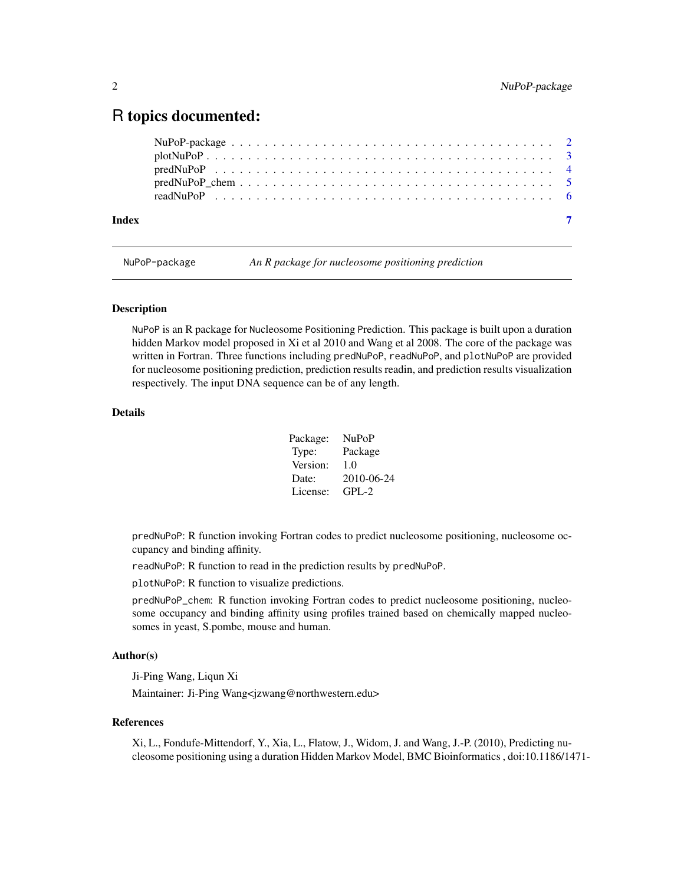# R topics documented:

NuPoP-package . . . . . . . . . . . . . . . . . . . . . . . . . . . . . . . . . . . . 2
plotNuPoP . . . . . . . . . . . . . . . . . . . . . . . . . . . . . . . . . . . . . . 3
predNuPoP . . . . . . . . . . . . . . . . . . . . . . . . . . . . . . . . . . . . . . 4
predNuPoP_chem . . . . . . . . . . . . . . . . . . . . . . . . . . . . . . . . . . . 5
readNuPoP . . . . . . . . . . . . . . . . . . . . . . . . . . . . . . . . . . . . . . 6

**Index** **7**

---

`NuPoP-package` *An R package for nucleosome positioning prediction*

---

### Description

`NuPoP` is an R package for `Nucleosome Positioning Prediction`. This package is built upon a duration hidden Markov model proposed in Xi et al 2010 and Wang et al 2008. The core of the package was written in Fortran. Three functions including `predNuPoP`, `readNuPoP`, and `plotNuPoP` are provided for nucleosome positioning prediction, prediction results readin, and prediction results visualization respectively. The input DNA sequence can be of any length.

### Details

| | |
|---|---|
| Package: | NuPoP |
| Type: | Package |
| Version: | 1.0 |
| Date: | 2010-06-24 |
| License: | GPL-2 |

`predNuPoP`: R function invoking Fortran codes to predict nucleosome positioning, nucleosome occupancy and binding affinity.

`readNuPoP`: R function to read in the prediction results by `predNuPoP`.

`plotNuPoP`: R function to visualize predictions.

`predNuPoP_chem`: R function invoking Fortran codes to predict nucleosome positioning, nucleosome occupancy and binding affinity using profiles trained based on chemically mapped nucleosomes in yeast, S.pombe, mouse and human.

### Author(s)

Ji-Ping Wang, Liqun Xi

Maintainer: Ji-Ping Wang<jzwang@northwestern.edu>

### References

Xi, L., Fondufe-Mittendorf, Y., Xia, L., Flatow, J., Widom, J. and Wang, J.-P. (2010), Predicting nucleosome positioning using a duration Hidden Markov Model, BMC Bioinformatics , doi:10.1186/1471-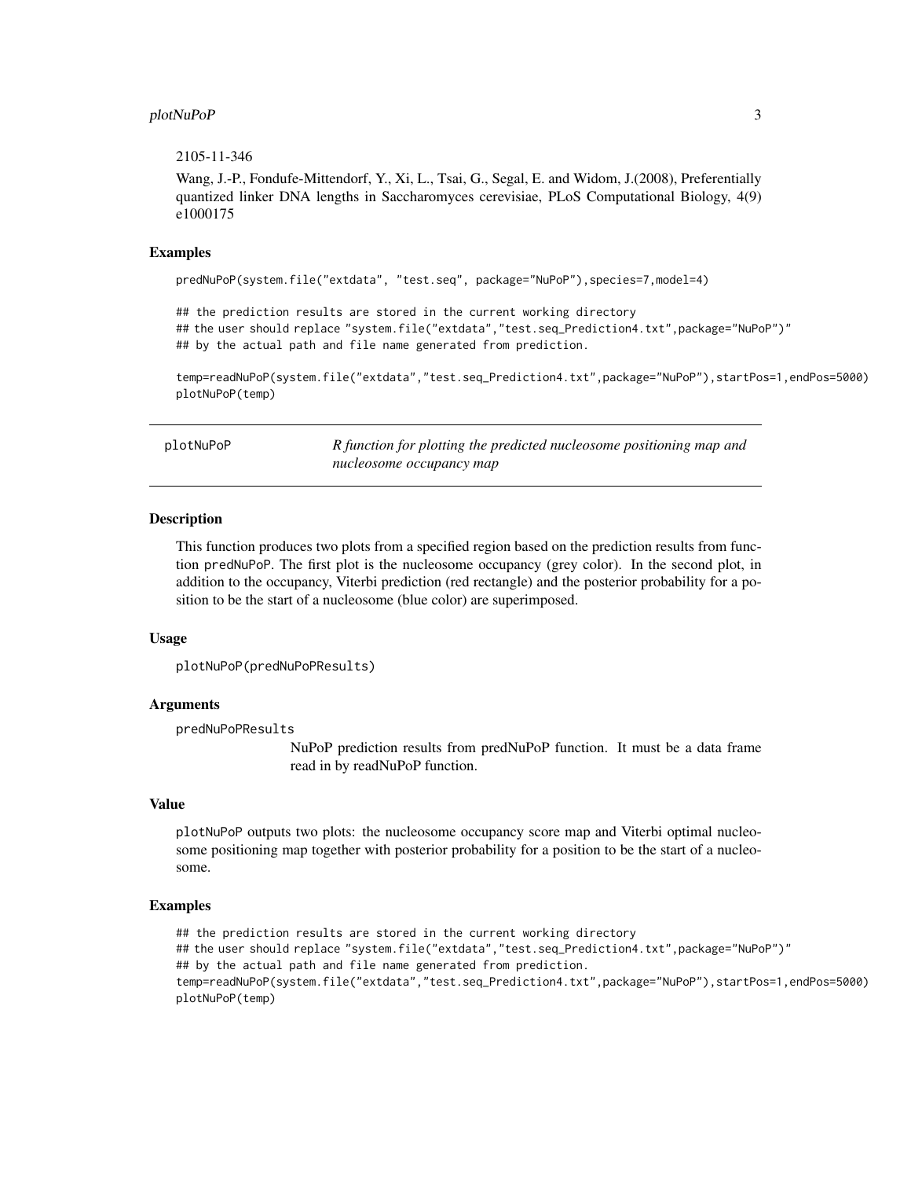2105-11-346

Wang, J.-P., Fondufe-Mittendorf, Y., Xi, L., Tsai, G., Segal, E. and Widom, J.(2008), Preferentially quantized linker DNA lengths in Saccharomyces cerevisiae, PLoS Computational Biology, 4(9) e1000175

### Examples

```
predNuPoP(system.file("extdata", "test.seq", package="NuPoP"),species=7,model=4)

## the prediction results are stored in the current working directory
## the user should replace "system.file("extdata","test.seq_Prediction4.txt",package="NuPoP")"
## by the actual path and file name generated from prediction.

temp=readNuPoP(system.file("extdata","test.seq_Prediction4.txt",package="NuPoP"),startPos=1,endPos=5000)
plotNuPoP(temp)
```

---

## plotNuPoP — *R function for plotting the predicted nucleosome positioning map and nucleosome occupancy map*

---

### Description

This function produces two plots from a specified region based on the prediction results from function predNuPoP. The first plot is the nucleosome occupancy (grey color). In the second plot, in addition to the occupancy, Viterbi prediction (red rectangle) and the posterior probability for a position to be the start of a nucleosome (blue color) are superimposed.

### Usage

```
plotNuPoP(predNuPoPResults)
```

### Arguments

predNuPoPResults
: NuPoP prediction results from predNuPoP function. It must be a data frame read in by readNuPoP function.

### Value

plotNuPoP outputs two plots: the nucleosome occupancy score map and Viterbi optimal nucleosome positioning map together with posterior probability for a position to be the start of a nucleosome.

### Examples

```
## the prediction results are stored in the current working directory
## the user should replace "system.file("extdata","test.seq_Prediction4.txt",package="NuPoP")"
## by the actual path and file name generated from prediction.
temp=readNuPoP(system.file("extdata","test.seq_Prediction4.txt",package="NuPoP"),startPos=1,endPos=5000)
plotNuPoP(temp)
```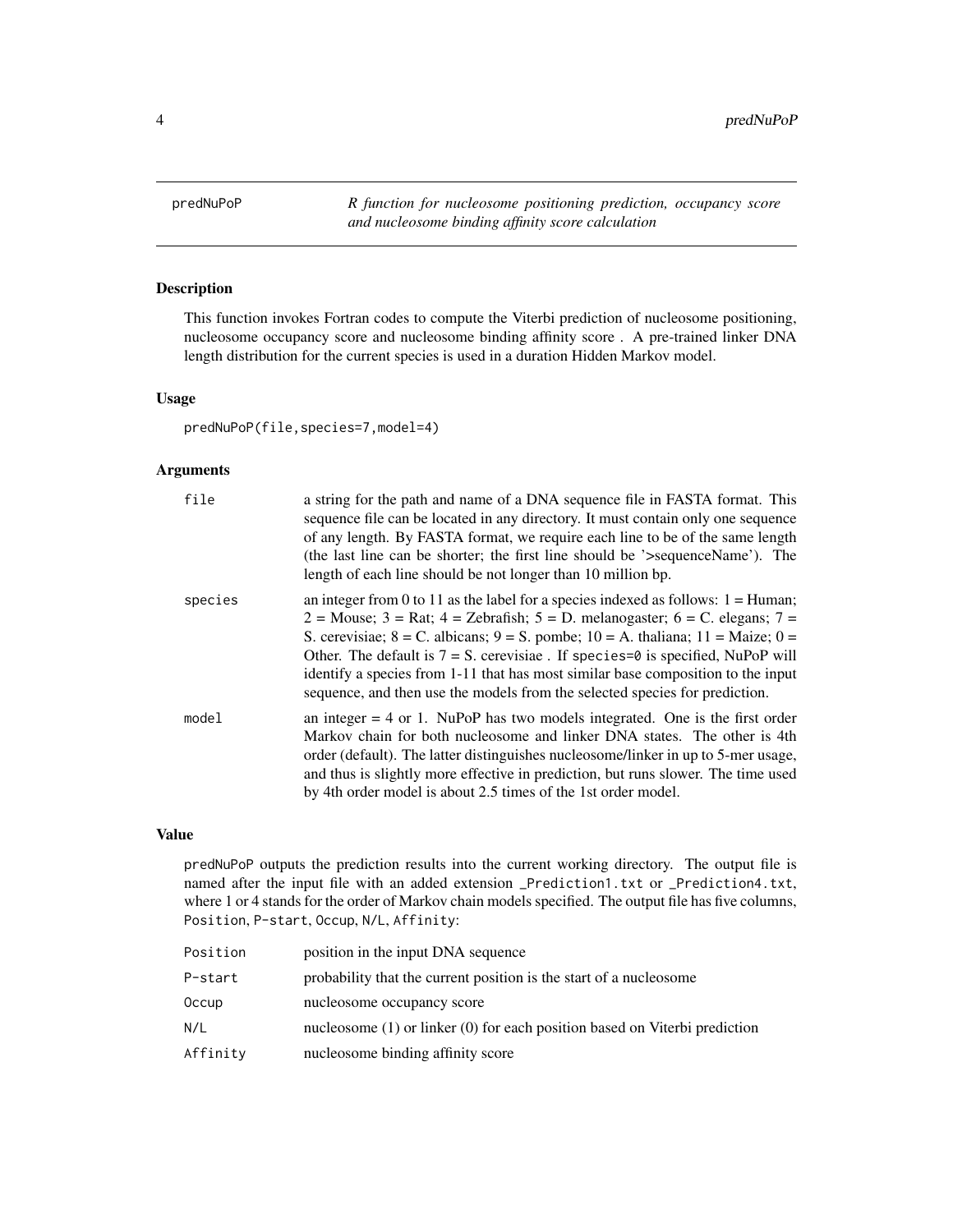predNuPoP — *R function for nucleosome positioning prediction, occupancy score and nucleosome binding affinity score calculation*

## Description

This function invokes Fortran codes to compute the Viterbi prediction of nucleosome positioning, nucleosome occupancy score and nucleosome binding affinity score . A pre-trained linker DNA length distribution for the current species is used in a duration Hidden Markov model.

## Usage

```
predNuPoP(file,species=7,model=4)
```

## Arguments

| | |
|---|---|
| `file` | a string for the path and name of a DNA sequence file in FASTA format. This sequence file can be located in any directory. It must contain only one sequence of any length. By FASTA format, we require each line to be of the same length (the last line can be shorter; the first line should be '>sequenceName'). The length of each line should be not longer than 10 million bp. |
| `species` | an integer from 0 to 11 as the label for a species indexed as follows: 1 = Human; 2 = Mouse; 3 = Rat; 4 = Zebrafish; 5 = D. melanogaster; 6 = C. elegans; 7 = S. cerevisiae; 8 = C. albicans; 9 = S. pombe; 10 = A. thaliana; 11 = Maize; 0 = Other. The default is 7 = S. cerevisiae . If `species=0` is specified, NuPoP will identify a species from 1-11 that has most similar base composition to the input sequence, and then use the models from the selected species for prediction. |
| `model` | an integer = 4 or 1. NuPoP has two models integrated. One is the first order Markov chain for both nucleosome and linker DNA states. The other is 4th order (default). The latter distinguishes nucleosome/linker in up to 5-mer usage, and thus is slightly more effective in prediction, but runs slower. The time used by 4th order model is about 2.5 times of the 1st order model. |

## Value

`predNuPoP` outputs the prediction results into the current working directory. The output file is named after the input file with an added extension `_Prediction1.txt` or `_Prediction4.txt`, where 1 or 4 stands for the order of Markov chain models specified. The output file has five columns, `Position`, `P-start`, `Occup`, `N/L`, `Affinity`:

| | |
|---|---|
| `Position` | position in the input DNA sequence |
| `P-start` | probability that the current position is the start of a nucleosome |
| `Occup` | nucleosome occupancy score |
| `N/L` | nucleosome (1) or linker (0) for each position based on Viterbi prediction |
| `Affinity` | nucleosome binding affinity score |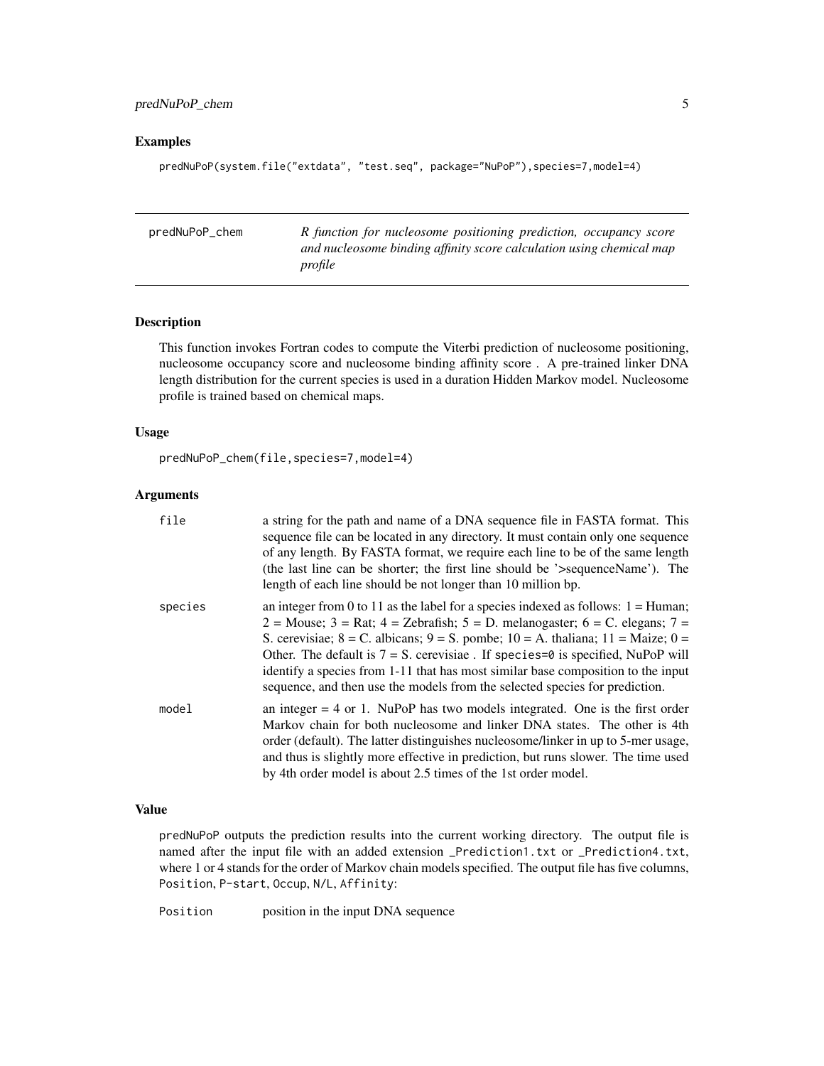## Examples

```
predNuPoP(system.file("extdata", "test.seq", package="NuPoP"),species=7,model=4)
```

---

predNuPoP_chem — *R function for nucleosome positioning prediction, occupancy score and nucleosome binding affinity score calculation using chemical map profile*

---

## Description

This function invokes Fortran codes to compute the Viterbi prediction of nucleosome positioning, nucleosome occupancy score and nucleosome binding affinity score . A pre-trained linker DNA length distribution for the current species is used in a duration Hidden Markov model. Nucleosome profile is trained based on chemical maps.

## Usage

```
predNuPoP_chem(file,species=7,model=4)
```

## Arguments

| | |
|---|---|
| file | a string for the path and name of a DNA sequence file in FASTA format. This sequence file can be located in any directory. It must contain only one sequence of any length. By FASTA format, we require each line to be of the same length (the last line can be shorter; the first line should be '>sequenceName'). The length of each line should be not longer than 10 million bp. |
| species | an integer from 0 to 11 as the label for a species indexed as follows: 1 = Human; 2 = Mouse; 3 = Rat; 4 = Zebrafish; 5 = D. melanogaster; 6 = C. elegans; 7 = S. cerevisiae; 8 = C. albicans; 9 = S. pombe; 10 = A. thaliana; 11 = Maize; 0 = Other. The default is 7 = S. cerevisiae . If species=0 is specified, NuPoP will identify a species from 1-11 that has most similar base composition to the input sequence, and then use the models from the selected species for prediction. |
| model | an integer = 4 or 1. NuPoP has two models integrated. One is the first order Markov chain for both nucleosome and linker DNA states. The other is 4th order (default). The latter distinguishes nucleosome/linker in up to 5-mer usage, and thus is slightly more effective in prediction, but runs slower. The time used by 4th order model is about 2.5 times of the 1st order model. |

## Value

predNuPoP outputs the prediction results into the current working directory. The output file is named after the input file with an added extension _Prediction1.txt or _Prediction4.txt, where 1 or 4 stands for the order of Markov chain models specified. The output file has five columns, Position, P-start, Occup, N/L, Affinity:

| | |
|---|---|
| Position | position in the input DNA sequence |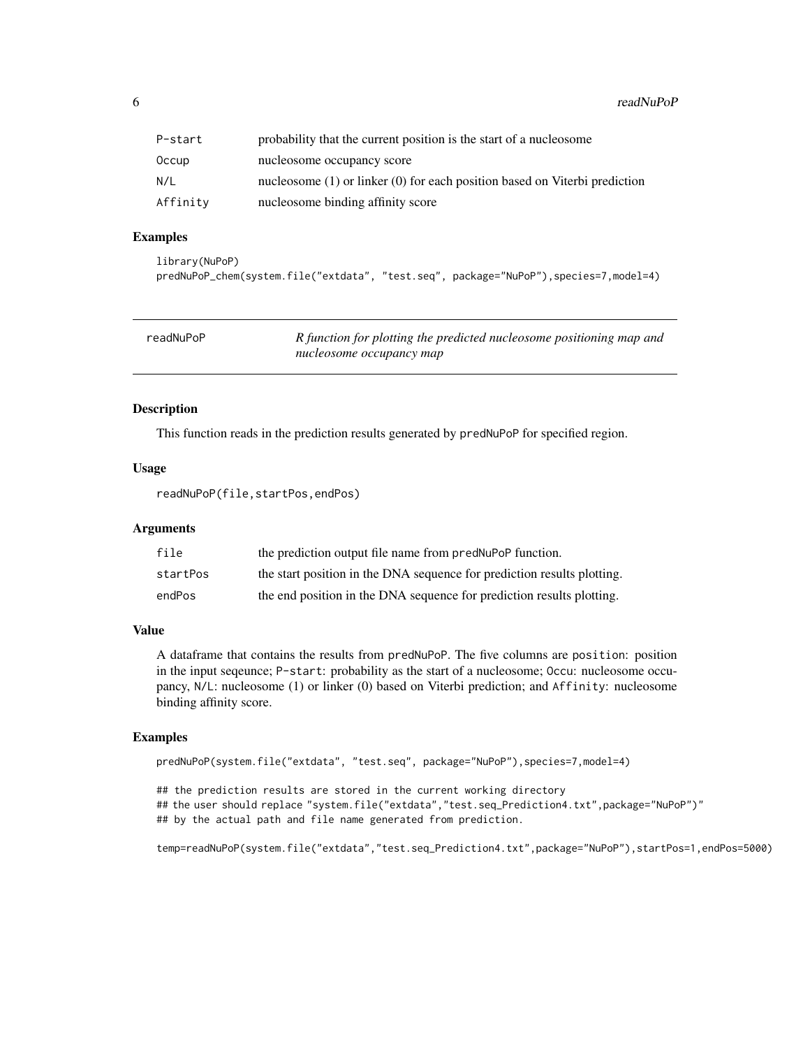| | |
|---|---|
| P-start | probability that the current position is the start of a nucleosome |
| Occup | nucleosome occupancy score |
| N/L | nucleosome (1) or linker (0) for each position based on Viterbi prediction |
| Affinity | nucleosome binding affinity score |

### Examples

```
library(NuPoP)
predNuPoP_chem(system.file("extdata", "test.seq", package="NuPoP"),species=7,model=4)
```

---

## readNuPoP — *R function for plotting the predicted nucleosome positioning map and nucleosome occupancy map*

---

### Description

This function reads in the prediction results generated by predNuPoP for specified region.

### Usage

```
readNuPoP(file,startPos,endPos)
```

### Arguments

| | |
|---|---|
| file | the prediction output file name from predNuPoP function. |
| startPos | the start position in the DNA sequence for prediction results plotting. |
| endPos | the end position in the DNA sequence for prediction results plotting. |

### Value

A dataframe that contains the results from predNuPoP. The five columns are position: position in the input seqeunce; P-start: probability as the start of a nucleosome; Occu: nucleosome occupancy, N/L: nucleosome (1) or linker (0) based on Viterbi prediction; and Affinity: nucleosome binding affinity score.

### Examples

```
predNuPoP(system.file("extdata", "test.seq", package="NuPoP"),species=7,model=4)

## the prediction results are stored in the current working directory
## the user should replace "system.file("extdata","test.seq_Prediction4.txt",package="NuPoP")"
## by the actual path and file name generated from prediction.

temp=readNuPoP(system.file("extdata","test.seq_Prediction4.txt",package="NuPoP"),startPos=1,endPos=5000)
```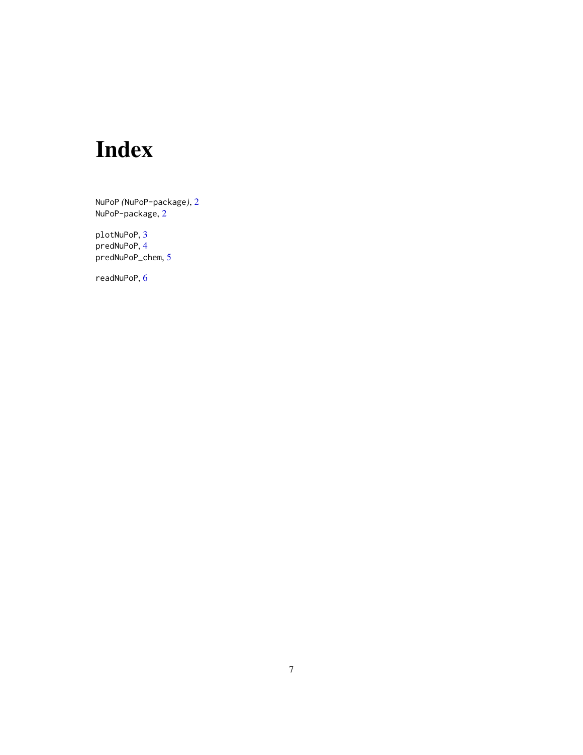# Index

NuPoP (NuPoP-package), 2
NuPoP-package, 2

plotNuPoP, 3
predNuPoP, 4
predNuPoP_chem, 5

readNuPoP, 6